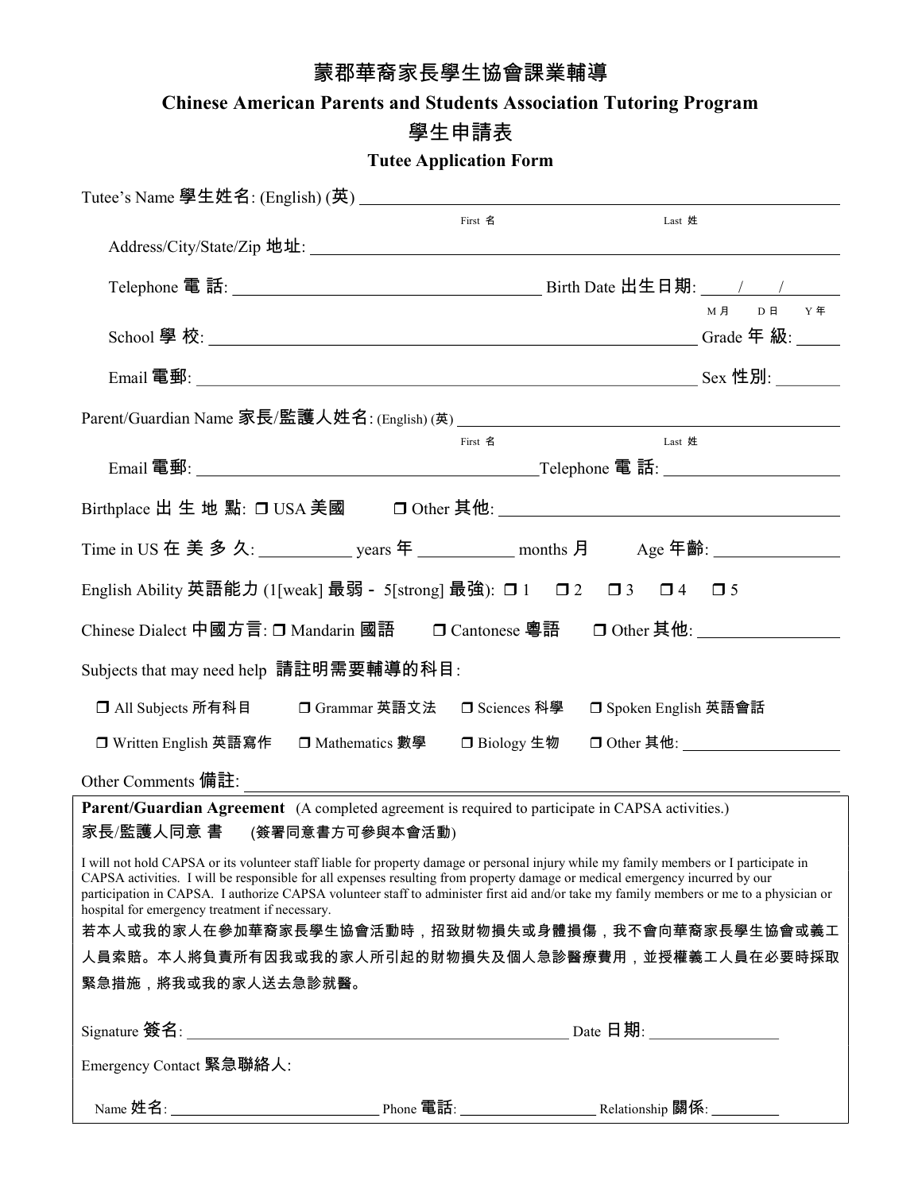# 蒙郡華裔家長學生協會課業輔導

## Chinese American Parents and Students Association Tutoring Program

## 學生申請表

## Tutee Application Form

Tutee's Name 學生姓名: (English) (英) ______________________________
First 名　　　　Last 姓

Address/City/State/Zip 地址: ______________________________

Telephone 電 話: ______________________ Birth Date 出生日期: ____/____/____
M 月　D 日　Y 年

School 學 校: ______________________________ Grade 年 級: ______

Email 電郵: ______________________________ Sex 性別: ________

Parent/Guardian Name 家長/監護人姓名: (English) (英) ______________________________
First 名　　　　Last 姓

Email 電郵: ______________________ Telephone 電 話: ______________________

Birthplace 出 生 地 點: ❐ USA 美國　　❐ Other 其他: ______________________

Time in US 在 美 多 久: __________ years 年 __________ months 月　　Age 年齡: ____________

English Ability 英語能力 (1[weak] 最弱 - 5[strong] 最強): ❐ 1　❐ 2　❐ 3　❐ 4　❐ 5

Chinese Dialect 中國方言: ❐ Mandarin 國語　❐ Cantonese 粵語　❐ Other 其他: ____________

Subjects that may need help 請註明需要輔導的科目:

❐ All Subjects 所有科目　❐ Grammar 英語文法　❐ Sciences 科學　❐ Spoken English 英語會話

❐ Written English 英語寫作　❐ Mathematics 數學　❐ Biology 生物　❐ Other 其他: ____________

Other Comments 備註: ______________________________

**Parent/Guardian Agreement** (A completed agreement is required to participate in CAPSA activities.)

家長/監護人同意 書　(簽署同意書方可參與本會活動)

I will not hold CAPSA or its volunteer staff liable for property damage or personal injury while my family members or I participate in CAPSA activities. I will be responsible for all expenses resulting from property damage or medical emergency incurred by our participation in CAPSA. I authorize CAPSA volunteer staff to administer first aid and/or take my family members or me to a physician or hospital for emergency treatment if necessary.

若本人或我的家人在參加華裔家長學生協會活動時，招致財物損失或身體損傷，我不會向華裔家長學生協會或義工人員索賠。本人將負責所有因我或我的家人所引起的財物損失及個人急診醫療費用，並授權義工人員在必要時採取緊急措施，將我或我的家人送去急診就醫。

Signature 簽名: ______________________________ Date 日期: ______________

Emergency Contact 緊急聯絡人:

Name 姓名: ______________________ Phone 電話: ______________ Relationship 關係: ________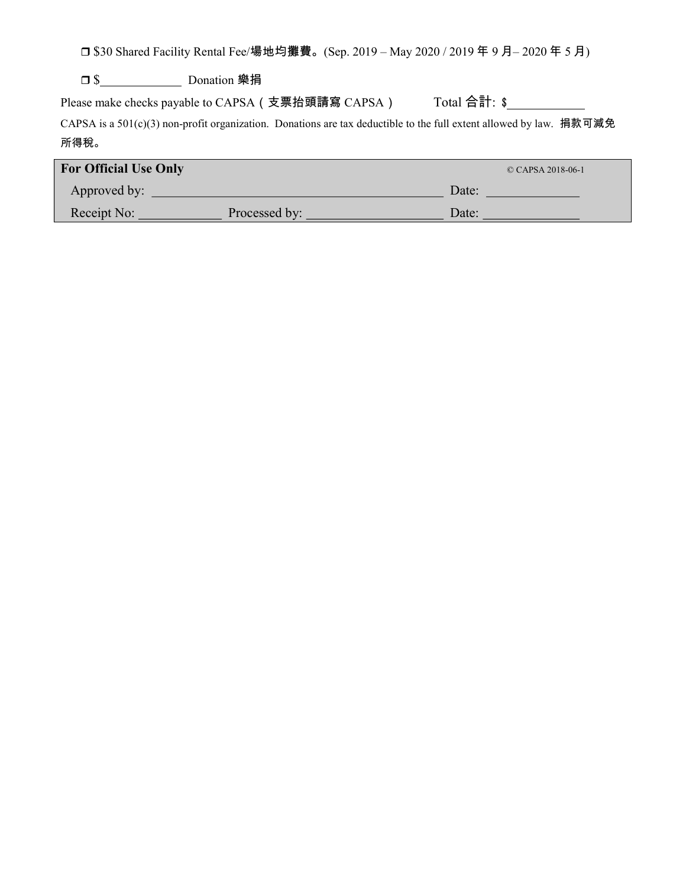❒ $30 Shared Facility Rental Fee/場地均攤費。(Sep. 2019 – May 2020 / 2019 年 9 月– 2020 年 5 月)

❒ $____________ Donation 樂捐

Please make checks payable to CAPSA（支票抬頭請寫 CAPSA） Total 合計: $____________

CAPSA is a 501(c)(3) non-profit organization. Donations are tax deductible to the full extent allowed by law. 捐款可減免所得稅。

| **For Official Use Only** | | © CAPSA 2018-06-1 |
| --- | --- | --- |
| Approved by: ____________________________________________ | | Date: ______________ |
| Receipt No: ____________ | Processed by: ____________________ | Date: ______________ |